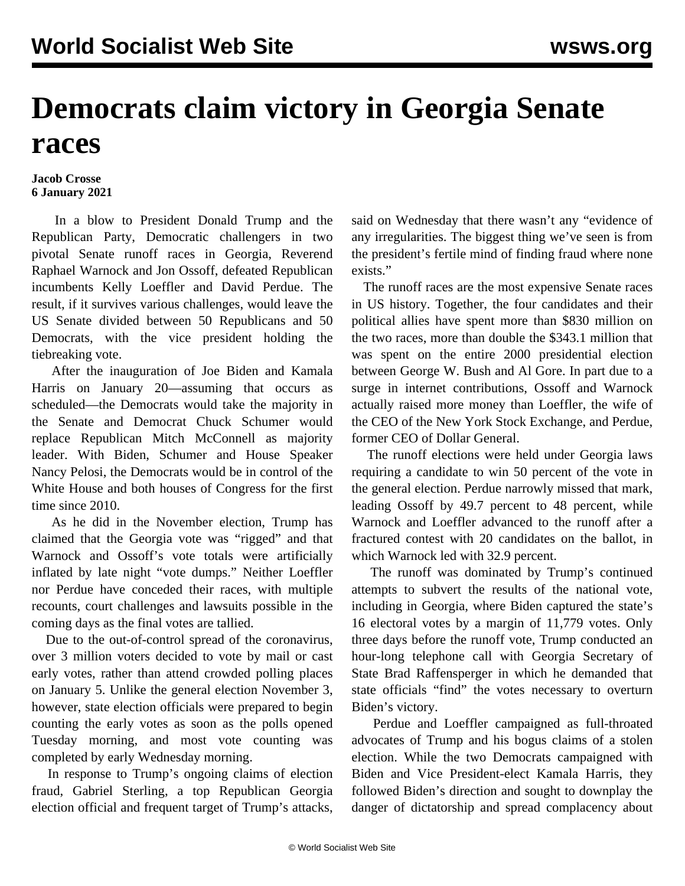# Democrats claim victory in Georgia Senate races

**Jacob Crosse**
**6 January 2021**

In a blow to President Donald Trump and the Republican Party, Democratic challengers in two pivotal Senate runoff races in Georgia, Reverend Raphael Warnock and Jon Ossoff, defeated Republican incumbents Kelly Loeffler and David Perdue. The result, if it survives various challenges, would leave the US Senate divided between 50 Republicans and 50 Democrats, with the vice president holding the tiebreaking vote.

After the inauguration of Joe Biden and Kamala Harris on January 20—assuming that occurs as scheduled—the Democrats would take the majority in the Senate and Democrat Chuck Schumer would replace Republican Mitch McConnell as majority leader. With Biden, Schumer and House Speaker Nancy Pelosi, the Democrats would be in control of the White House and both houses of Congress for the first time since 2010.

As he did in the November election, Trump has claimed that the Georgia vote was "rigged" and that Warnock and Ossoff's vote totals were artificially inflated by late night "vote dumps." Neither Loeffler nor Perdue have conceded their races, with multiple recounts, court challenges and lawsuits possible in the coming days as the final votes are tallied.

Due to the out-of-control spread of the coronavirus, over 3 million voters decided to vote by mail or cast early votes, rather than attend crowded polling places on January 5. Unlike the general election November 3, however, state election officials were prepared to begin counting the early votes as soon as the polls opened Tuesday morning, and most vote counting was completed by early Wednesday morning.

In response to Trump's ongoing claims of election fraud, Gabriel Sterling, a top Republican Georgia election official and frequent target of Trump's attacks, said on Wednesday that there wasn't any "evidence of any irregularities. The biggest thing we've seen is from the president's fertile mind of finding fraud where none exists."

The runoff races are the most expensive Senate races in US history. Together, the four candidates and their political allies have spent more than $830 million on the two races, more than double the $343.1 million that was spent on the entire 2000 presidential election between George W. Bush and Al Gore. In part due to a surge in internet contributions, Ossoff and Warnock actually raised more money than Loeffler, the wife of the CEO of the New York Stock Exchange, and Perdue, former CEO of Dollar General.

The runoff elections were held under Georgia laws requiring a candidate to win 50 percent of the vote in the general election. Perdue narrowly missed that mark, leading Ossoff by 49.7 percent to 48 percent, while Warnock and Loeffler advanced to the runoff after a fractured contest with 20 candidates on the ballot, in which Warnock led with 32.9 percent.

The runoff was dominated by Trump's continued attempts to subvert the results of the national vote, including in Georgia, where Biden captured the state's 16 electoral votes by a margin of 11,779 votes. Only three days before the runoff vote, Trump conducted an hour-long telephone call with Georgia Secretary of State Brad Raffensperger in which he demanded that state officials "find" the votes necessary to overturn Biden's victory.

Perdue and Loeffler campaigned as full-throated advocates of Trump and his bogus claims of a stolen election. While the two Democrats campaigned with Biden and Vice President-elect Kamala Harris, they followed Biden's direction and sought to downplay the danger of dictatorship and spread complacency about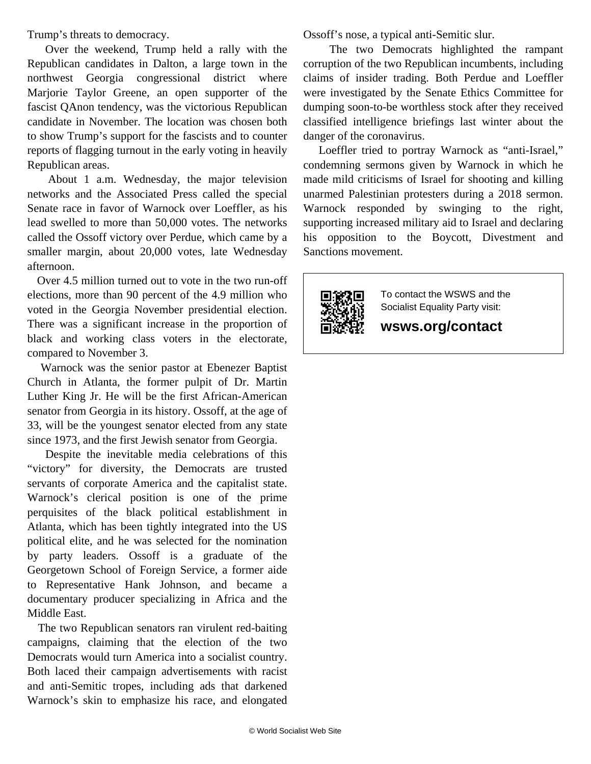Trump's threats to democracy.

Over the weekend, Trump held a rally with the Republican candidates in Dalton, a large town in the northwest Georgia congressional district where Marjorie Taylor Greene, an open supporter of the fascist QAnon tendency, was the victorious Republican candidate in November. The location was chosen both to show Trump's support for the fascists and to counter reports of flagging turnout in the early voting in heavily Republican areas.

About 1 a.m. Wednesday, the major television networks and the Associated Press called the special Senate race in favor of Warnock over Loeffler, as his lead swelled to more than 50,000 votes. The networks called the Ossoff victory over Perdue, which came by a smaller margin, about 20,000 votes, late Wednesday afternoon.

Over 4.5 million turned out to vote in the two run-off elections, more than 90 percent of the 4.9 million who voted in the Georgia November presidential election. There was a significant increase in the proportion of black and working class voters in the electorate, compared to November 3.

Warnock was the senior pastor at Ebenezer Baptist Church in Atlanta, the former pulpit of Dr. Martin Luther King Jr. He will be the first African-American senator from Georgia in its history. Ossoff, at the age of 33, will be the youngest senator elected from any state since 1973, and the first Jewish senator from Georgia.

Despite the inevitable media celebrations of this "victory" for diversity, the Democrats are trusted servants of corporate America and the capitalist state. Warnock's clerical position is one of the prime perquisites of the black political establishment in Atlanta, which has been tightly integrated into the US political elite, and he was selected for the nomination by party leaders. Ossoff is a graduate of the Georgetown School of Foreign Service, a former aide to Representative Hank Johnson, and became a documentary producer specializing in Africa and the Middle East.

The two Republican senators ran virulent red-baiting campaigns, claiming that the election of the two Democrats would turn America into a socialist country. Both laced their campaign advertisements with racist and anti-Semitic tropes, including ads that darkened Warnock's skin to emphasize his race, and elongated Ossoff's nose, a typical anti-Semitic slur.

The two Democrats highlighted the rampant corruption of the two Republican incumbents, including claims of insider trading. Both Perdue and Loeffler were investigated by the Senate Ethics Committee for dumping soon-to-be worthless stock after they received classified intelligence briefings last winter about the danger of the coronavirus.

Loeffler tried to portray Warnock as "anti-Israel," condemning sermons given by Warnock in which he made mild criticisms of Israel for shooting and killing unarmed Palestinian protesters during a 2018 sermon. Warnock responded by swinging to the right, supporting increased military aid to Israel and declaring his opposition to the Boycott, Divestment and Sanctions movement.

To contact the WSWS and the Socialist Equality Party visit:

**wsws.org/contact**